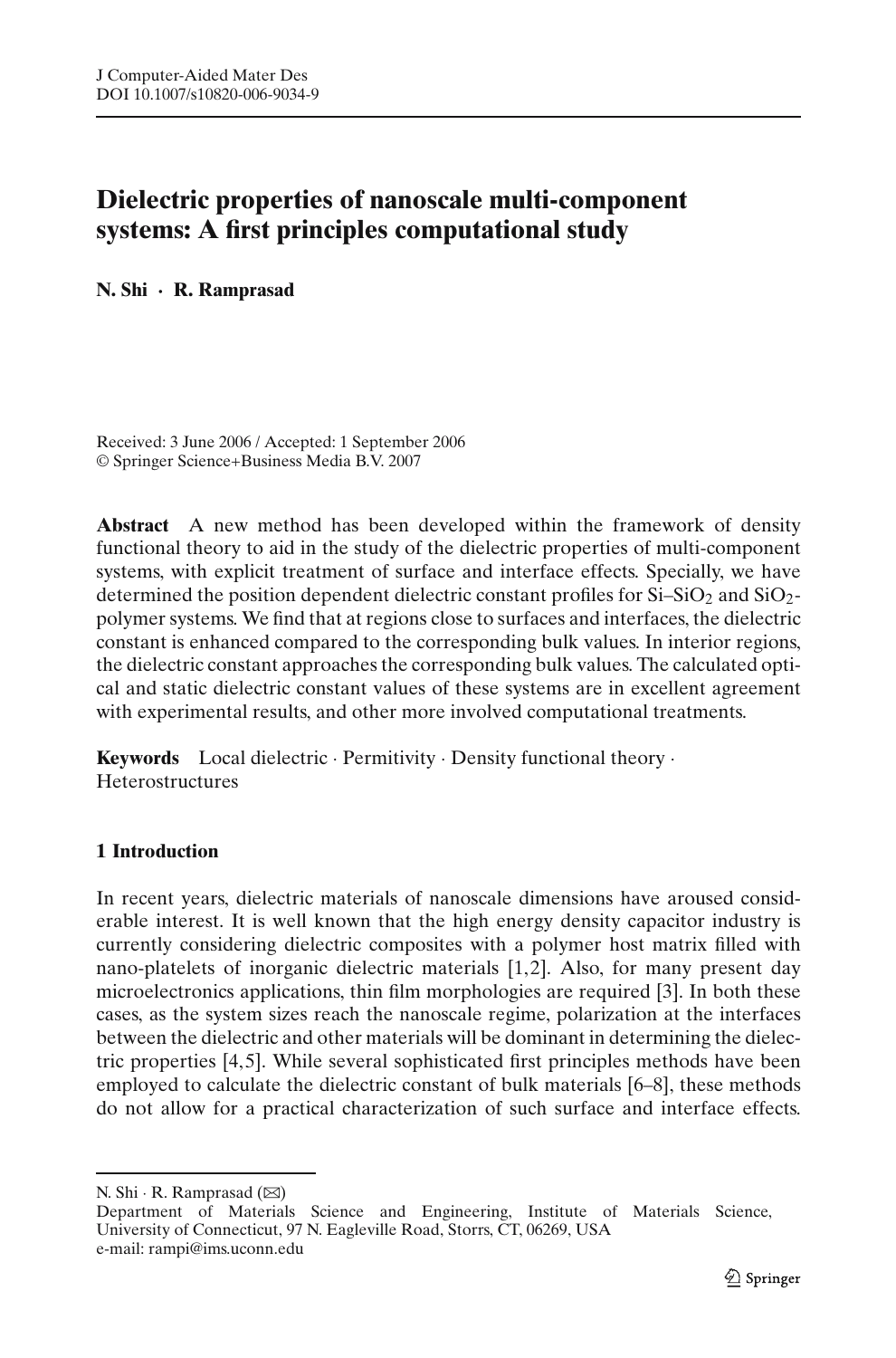# Dielectric properties of nanoscale multi-component systems: A first principles computational study

**N. Shi · R. Ramprasad**

Received: 3 June 2006 / Accepted: 1 September 2006
© Springer Science+Business Media B.V. 2007

**Abstract** A new method has been developed within the framework of density functional theory to aid in the study of the dielectric properties of multi-component systems, with explicit treatment of surface and interface effects. Specially, we have determined the position dependent dielectric constant profiles for Si–$SiO_2$ and $SiO_2$-polymer systems. We find that at regions close to surfaces and interfaces, the dielectric constant is enhanced compared to the corresponding bulk values. In interior regions, the dielectric constant approaches the corresponding bulk values. The calculated optical and static dielectric constant values of these systems are in excellent agreement with experimental results, and other more involved computational treatments.

**Keywords** Local dielectric · Permitivity · Density functional theory · Heterostructures

## 1 Introduction

In recent years, dielectric materials of nanoscale dimensions have aroused considerable interest. It is well known that the high energy density capacitor industry is currently considering dielectric composites with a polymer host matrix filled with nano-platelets of inorganic dielectric materials [1,2]. Also, for many present day microelectronics applications, thin film morphologies are required [3]. In both these cases, as the system sizes reach the nanoscale regime, polarization at the interfaces between the dielectric and other materials will be dominant in determining the dielectric properties [4,5]. While several sophisticated first principles methods have been employed to calculate the dielectric constant of bulk materials [6–8], these methods do not allow for a practical characterization of such surface and interface effects.

---

N. Shi · R. Ramprasad (✉)
Department of Materials Science and Engineering, Institute of Materials Science, University of Connecticut, 97 N. Eagleville Road, Storrs, CT, 06269, USA
e-mail: rampi@ims.uconn.edu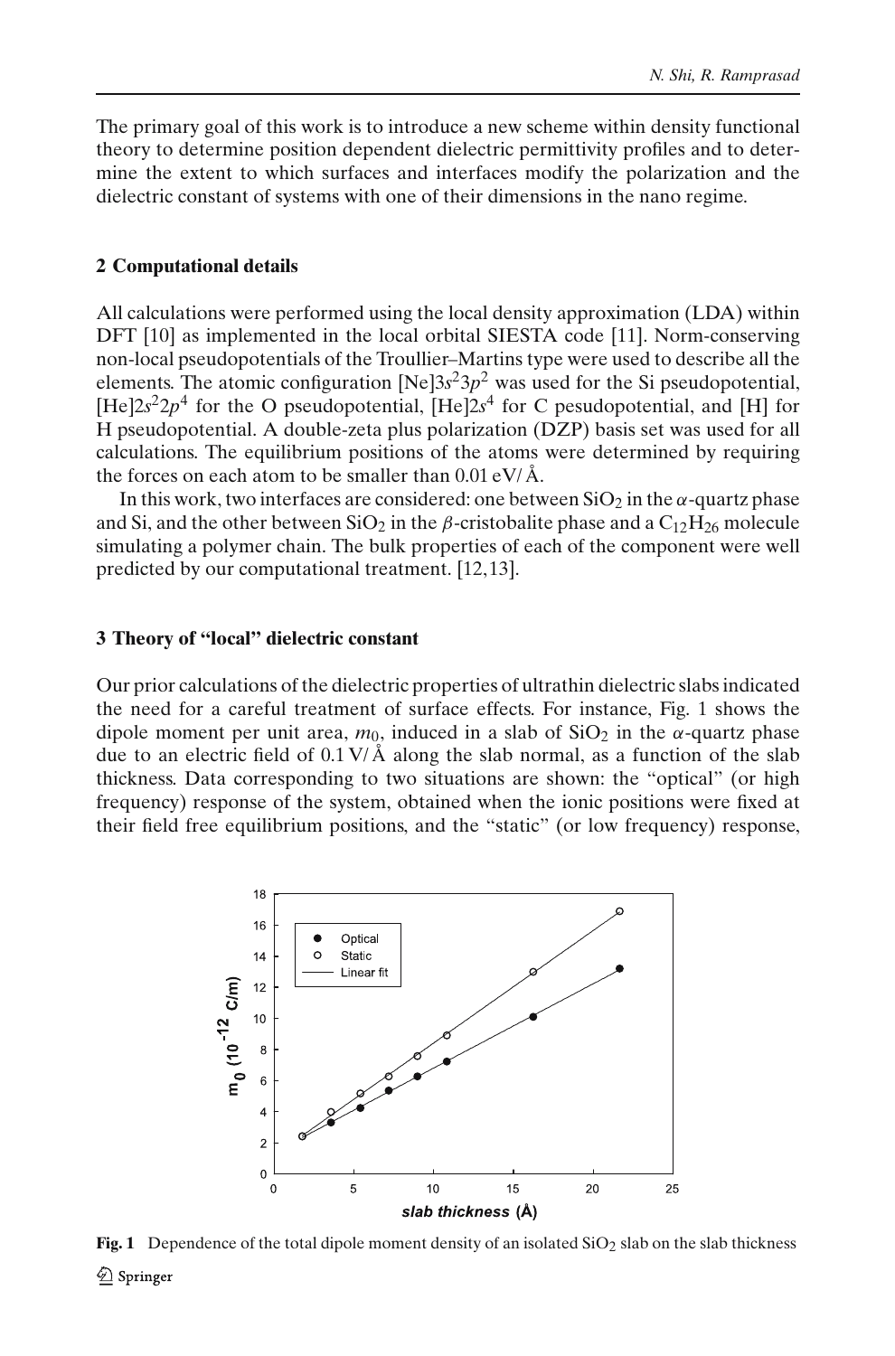The primary goal of this work is to introduce a new scheme within density functional theory to determine position dependent dielectric permittivity profiles and to determine the extent to which surfaces and interfaces modify the polarization and the dielectric constant of systems with one of their dimensions in the nano regime.

## 2 Computational details

All calculations were performed using the local density approximation (LDA) within DFT [10] as implemented in the local orbital SIESTA code [11]. Norm-conserving non-local pseudopotentials of the Troullier–Martins type were used to describe all the elements. The atomic configuration [Ne]$3s^2 3p^2$ was used for the Si pseudopotential, [He]$2s^2 2p^4$ for the O pseudopotential, [He]$2s^4$ for C pesudopotential, and [H] for H pseudopotential. A double-zeta plus polarization (DZP) basis set was used for all calculations. The equilibrium positions of the atoms were determined by requiring the forces on each atom to be smaller than 0.01 eV/ Å.

In this work, two interfaces are considered: one between $SiO_2$ in the $\alpha$-quartz phase and Si, and the other between $SiO_2$ in the $\beta$-cristobalite phase and a $C_{12}H_{26}$ molecule simulating a polymer chain. The bulk properties of each of the component were well predicted by our computational treatment. [12,13].

## 3 Theory of "local" dielectric constant

Our prior calculations of the dielectric properties of ultrathin dielectric slabs indicated the need for a careful treatment of surface effects. For instance, Fig. 1 shows the dipole moment per unit area, $m_0$, induced in a slab of $SiO_2$ in the $\alpha$-quartz phase due to an electric field of 0.1 V/ Å along the slab normal, as a function of the slab thickness. Data corresponding to two situations are shown: the "optical" (or high frequency) response of the system, obtained when the ionic positions were fixed at their field free equilibrium positions, and the "static" (or low frequency) response,

**Fig. 1** Dependence of the total dipole moment density of an isolated $SiO_2$ slab on the slab thickness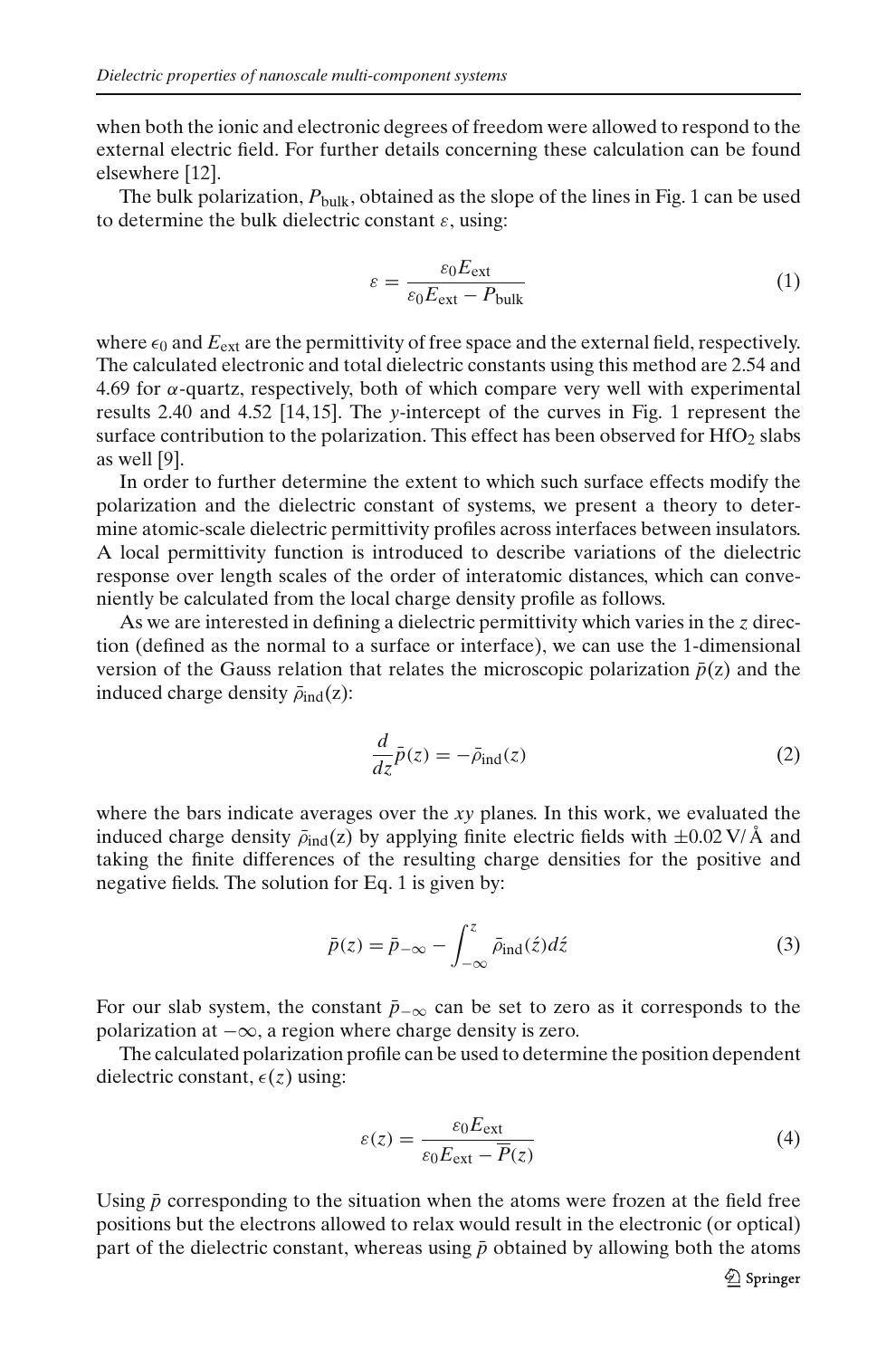when both the ionic and electronic degrees of freedom were allowed to respond to the external electric field. For further details concerning these calculation can be found elsewhere [12].

The bulk polarization, $P_{\text{bulk}}$, obtained as the slope of the lines in Fig. 1 can be used to determine the bulk dielectric constant $\varepsilon$, using:

$$\varepsilon = \frac{\varepsilon_0 E_{\text{ext}}}{\varepsilon_0 E_{\text{ext}} - P_{\text{bulk}}} \tag{1}$$

where $\epsilon_0$ and $E_{\text{ext}}$ are the permittivity of free space and the external field, respectively. The calculated electronic and total dielectric constants using this method are 2.54 and 4.69 for $\alpha$-quartz, respectively, both of which compare very well with experimental results 2.40 and 4.52 [14,15]. The $y$-intercept of the curves in Fig. 1 represent the surface contribution to the polarization. This effect has been observed for $HfO_2$ slabs as well [9].

In order to further determine the extent to which such surface effects modify the polarization and the dielectric constant of systems, we present a theory to determine atomic-scale dielectric permittivity profiles across interfaces between insulators. A local permittivity function is introduced to describe variations of the dielectric response over length scales of the order of interatomic distances, which can conveniently be calculated from the local charge density profile as follows.

As we are interested in defining a dielectric permittivity which varies in the $z$ direction (defined as the normal to a surface or interface), we can use the 1-dimensional version of the Gauss relation that relates the microscopic polarization $\bar{p}(z)$ and the induced charge density $\bar{\rho}_{\text{ind}}(z)$:

$$\frac{d}{dz}\bar{p}(z) = -\bar{\rho}_{\text{ind}}(z) \tag{2}$$

where the bars indicate averages over the $xy$ planes. In this work, we evaluated the induced charge density $\bar{\rho}_{\text{ind}}(z)$ by applying finite electric fields with $\pm 0.02\,\text{V/Å}$ and taking the finite differences of the resulting charge densities for the positive and negative fields. The solution for Eq. 1 is given by:

$$\bar{p}(z) = \bar{p}_{-\infty} - \int_{-\infty}^{z} \bar{\rho}_{\text{ind}}(\acute{z})d\acute{z} \tag{3}$$

For our slab system, the constant $\bar{p}_{-\infty}$ can be set to zero as it corresponds to the polarization at $-\infty$, a region where charge density is zero.

The calculated polarization profile can be used to determine the position dependent dielectric constant, $\epsilon(z)$ using:

$$\varepsilon(z) = \frac{\varepsilon_0 E_{\text{ext}}}{\varepsilon_0 E_{\text{ext}} - \overline{P}(z)} \tag{4}$$

Using $\bar{p}$ corresponding to the situation when the atoms were frozen at the field free positions but the electrons allowed to relax would result in the electronic (or optical) part of the dielectric constant, whereas using $\bar{p}$ obtained by allowing both the atoms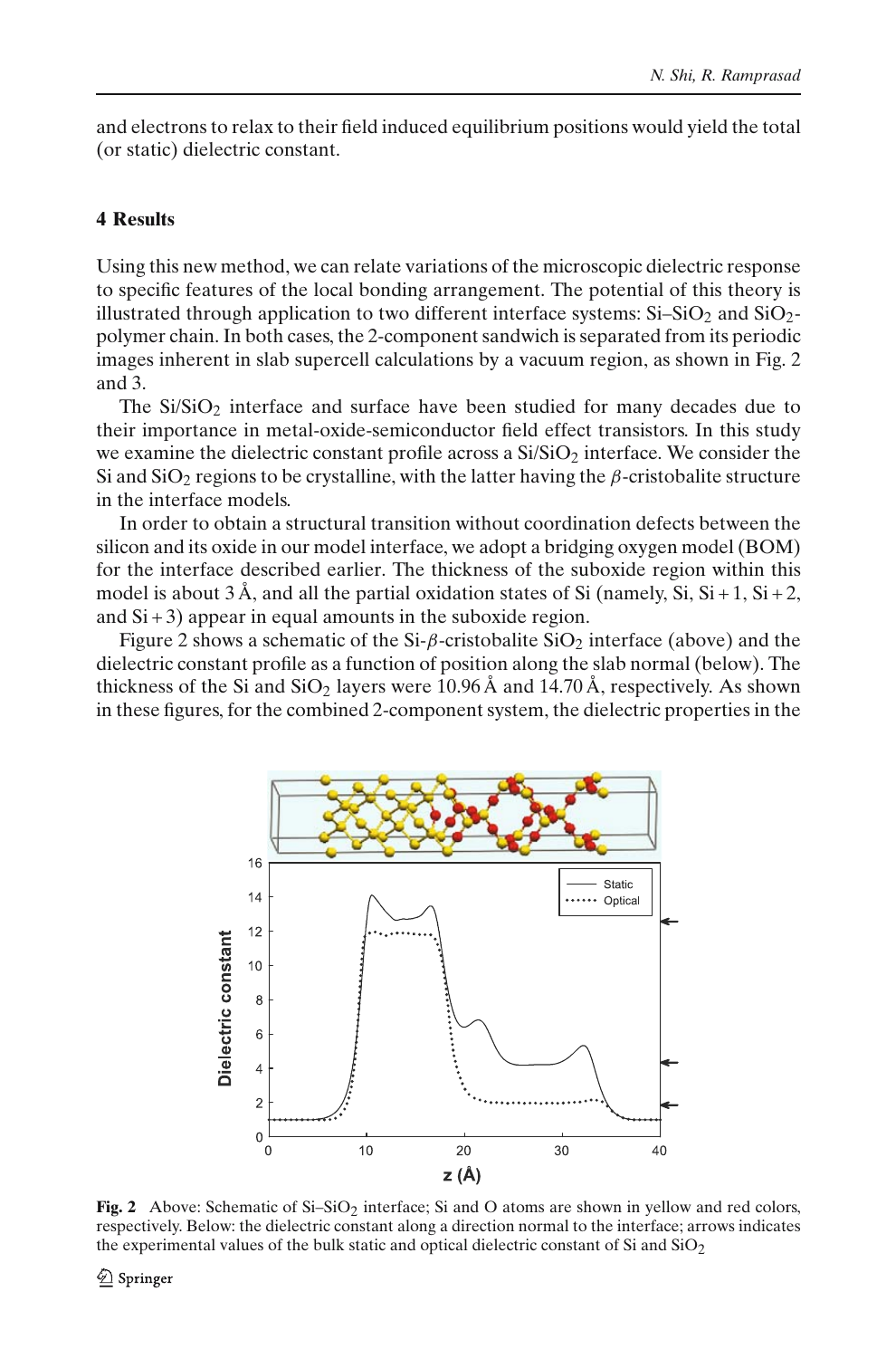and electrons to relax to their field induced equilibrium positions would yield the total (or static) dielectric constant.

## 4 Results

Using this new method, we can relate variations of the microscopic dielectric response to specific features of the local bonding arrangement. The potential of this theory is illustrated through application to two different interface systems: Si–$SiO_2$ and $SiO_2$-polymer chain. In both cases, the 2-component sandwich is separated from its periodic images inherent in slab supercell calculations by a vacuum region, as shown in Fig. 2 and 3.

The Si/$SiO_2$ interface and surface have been studied for many decades due to their importance in metal-oxide-semiconductor field effect transistors. In this study we examine the dielectric constant profile across a Si/$SiO_2$ interface. We consider the Si and $SiO_2$ regions to be crystalline, with the latter having the $\beta$-cristobalite structure in the interface models.

In order to obtain a structural transition without coordination defects between the silicon and its oxide in our model interface, we adopt a bridging oxygen model (BOM) for the interface described earlier. The thickness of the suboxide region within this model is about 3 Å, and all the partial oxidation states of Si (namely, Si, Si + 1, Si + 2, and Si + 3) appear in equal amounts in the suboxide region.

Figure 2 shows a schematic of the Si-$\beta$-cristobalite $SiO_2$ interface (above) and the dielectric constant profile as a function of position along the slab normal (below). The thickness of the Si and $SiO_2$ layers were 10.96 Å and 14.70 Å, respectively. As shown in these figures, for the combined 2-component system, the dielectric properties in the

**Fig. 2** Above: Schematic of Si–$SiO_2$ interface; Si and O atoms are shown in yellow and red colors, respectively. Below: the dielectric constant along a direction normal to the interface; arrows indicates the experimental values of the bulk static and optical dielectric constant of Si and $SiO_2$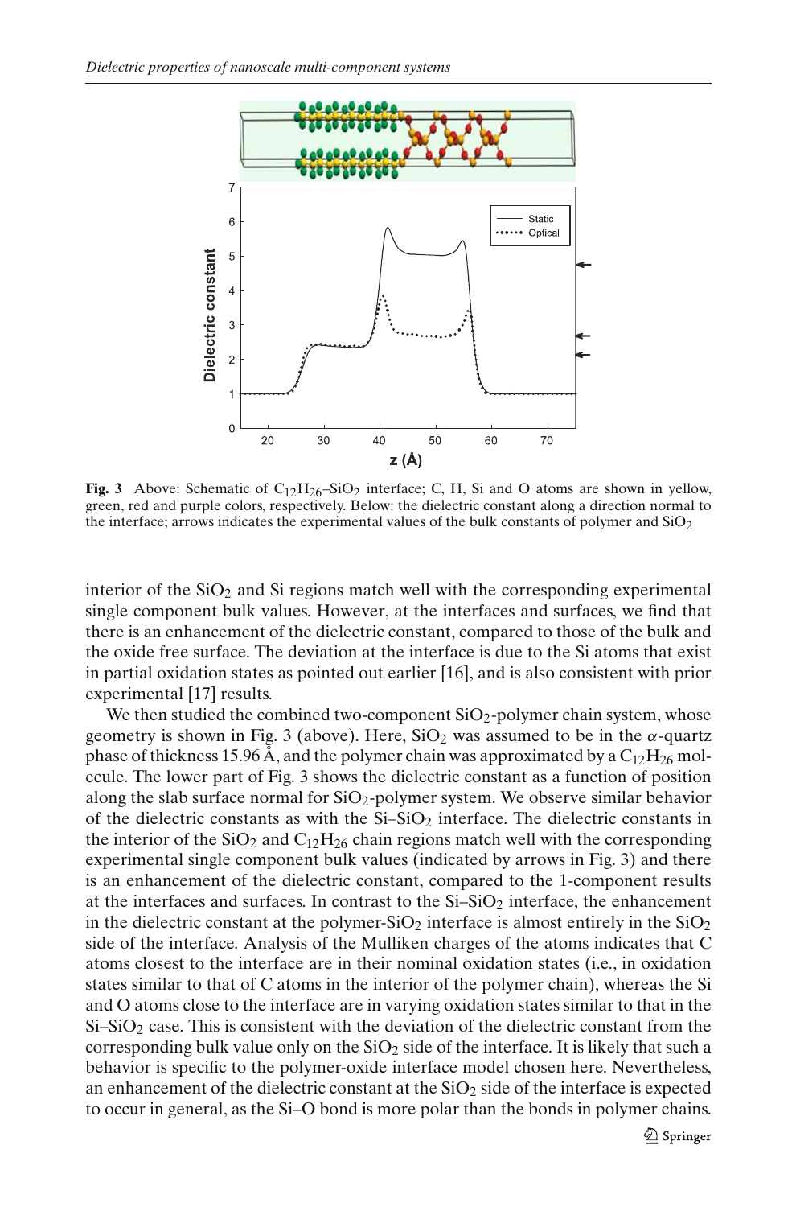**Fig. 3** Above: Schematic of $C_{12}H_{26}$–$SiO_2$ interface; C, H, Si and O atoms are shown in yellow, green, red and purple colors, respectively. Below: the dielectric constant along a direction normal to the interface; arrows indicates the experimental values of the bulk constants of polymer and $SiO_2$

interior of the $SiO_2$ and Si regions match well with the corresponding experimental single component bulk values. However, at the interfaces and surfaces, we find that there is an enhancement of the dielectric constant, compared to those of the bulk and the oxide free surface. The deviation at the interface is due to the Si atoms that exist in partial oxidation states as pointed out earlier [16], and is also consistent with prior experimental [17] results.

We then studied the combined two-component $SiO_2$-polymer chain system, whose geometry is shown in Fig. 3 (above). Here, $SiO_2$ was assumed to be in the $\alpha$-quartz phase of thickness 15.96 Å, and the polymer chain was approximated by a $C_{12}H_{26}$ molecule. The lower part of Fig. 3 shows the dielectric constant as a function of position along the slab surface normal for $SiO_2$-polymer system. We observe similar behavior of the dielectric constants as with the Si–$SiO_2$ interface. The dielectric constants in the interior of the $SiO_2$ and $C_{12}H_{26}$ chain regions match well with the corresponding experimental single component bulk values (indicated by arrows in Fig. 3) and there is an enhancement of the dielectric constant, compared to the 1-component results at the interfaces and surfaces. In contrast to the Si–$SiO_2$ interface, the enhancement in the dielectric constant at the polymer-$SiO_2$ interface is almost entirely in the $SiO_2$ side of the interface. Analysis of the Mulliken charges of the atoms indicates that C atoms closest to the interface are in their nominal oxidation states (i.e., in oxidation states similar to that of C atoms in the interior of the polymer chain), whereas the Si and O atoms close to the interface are in varying oxidation states similar to that in the Si–$SiO_2$ case. This is consistent with the deviation of the dielectric constant from the corresponding bulk value only on the $SiO_2$ side of the interface. It is likely that such a behavior is specific to the polymer-oxide interface model chosen here. Nevertheless, an enhancement of the dielectric constant at the $SiO_2$ side of the interface is expected to occur in general, as the Si–O bond is more polar than the bonds in polymer chains.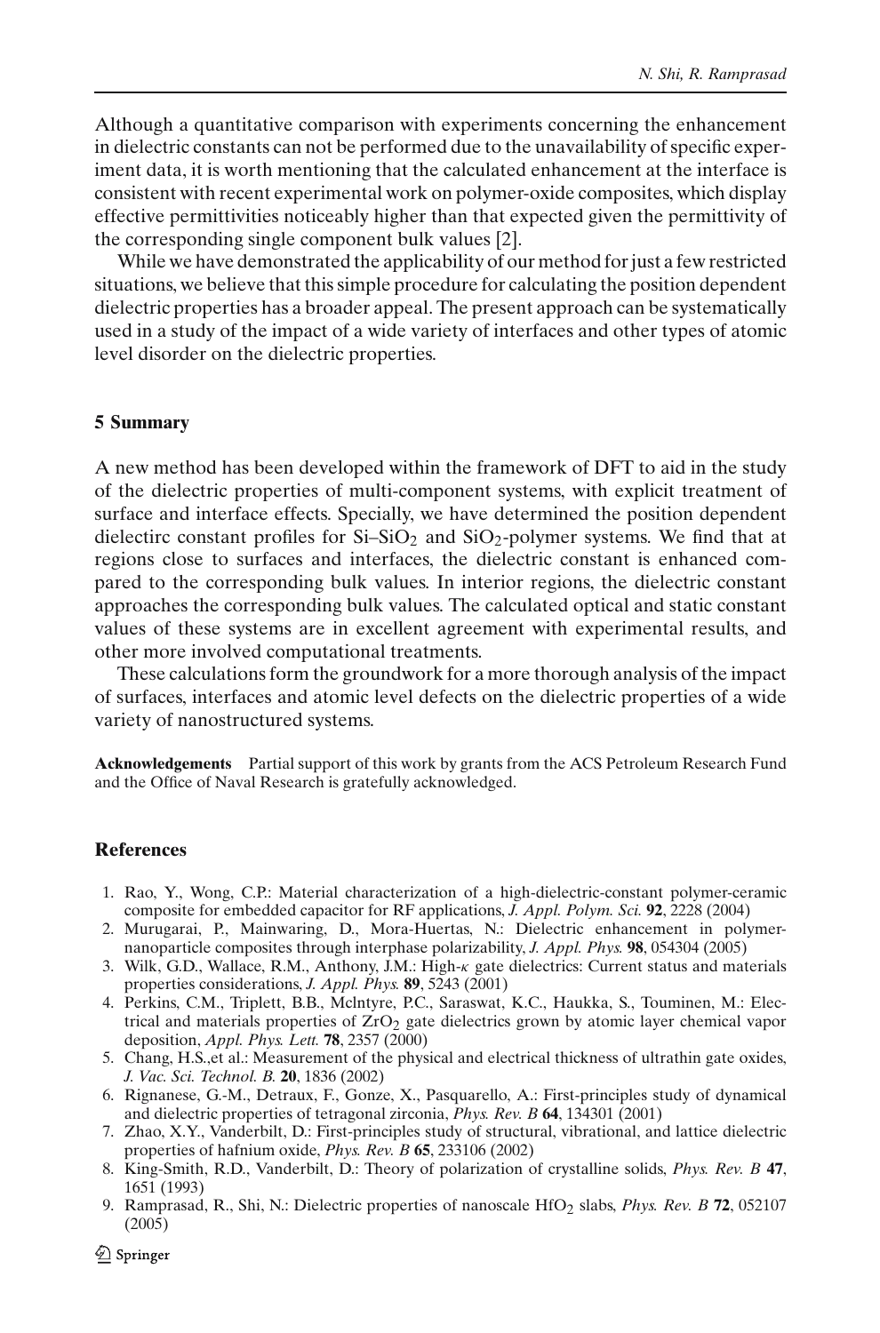Although a quantitative comparison with experiments concerning the enhancement in dielectric constants can not be performed due to the unavailability of specific experiment data, it is worth mentioning that the calculated enhancement at the interface is consistent with recent experimental work on polymer-oxide composites, which display effective permittivities noticeably higher than that expected given the permittivity of the corresponding single component bulk values [2].

While we have demonstrated the applicability of our method for just a few restricted situations, we believe that this simple procedure for calculating the position dependent dielectric properties has a broader appeal. The present approach can be systematically used in a study of the impact of a wide variety of interfaces and other types of atomic level disorder on the dielectric properties.

## 5 Summary

A new method has been developed within the framework of DFT to aid in the study of the dielectric properties of multi-component systems, with explicit treatment of surface and interface effects. Specially, we have determined the position dependent dielectirc constant profiles for Si–$SiO_2$ and $SiO_2$-polymer systems. We find that at regions close to surfaces and interfaces, the dielectric constant is enhanced compared to the corresponding bulk values. In interior regions, the dielectric constant approaches the corresponding bulk values. The calculated optical and static constant values of these systems are in excellent agreement with experimental results, and other more involved computational treatments.

These calculations form the groundwork for a more thorough analysis of the impact of surfaces, interfaces and atomic level defects on the dielectric properties of a wide variety of nanostructured systems.

**Acknowledgements** Partial support of this work by grants from the ACS Petroleum Research Fund and the Office of Naval Research is gratefully acknowledged.

## References

1. Rao, Y., Wong, C.P.: Material characterization of a high-dielectric-constant polymer-ceramic composite for embedded capacitor for RF applications, *J. Appl. Polym. Sci.* **92**, 2228 (2004)
2. Murugarai, P., Mainwaring, D., Mora-Huertas, N.: Dielectric enhancement in polymer-nanoparticle composites through interphase polarizability, *J. Appl. Phys.* **98**, 054304 (2005)
3. Wilk, G.D., Wallace, R.M., Anthony, J.M.: High-$\kappa$ gate dielectrics: Current status and materials properties considerations, *J. Appl. Phys.* **89**, 5243 (2001)
4. Perkins, C.M., Triplett, B.B., Mclntyre, P.C., Saraswat, K.C., Haukka, S., Touminen, M.: Electrical and materials properties of $ZrO_2$ gate dielectrics grown by atomic layer chemical vapor deposition, *Appl. Phys. Lett.* **78**, 2357 (2000)
5. Chang, H.S.,et al.: Measurement of the physical and electrical thickness of ultrathin gate oxides, *J. Vac. Sci. Technol. B.* **20**, 1836 (2002)
6. Rignanese, G.-M., Detraux, F., Gonze, X., Pasquarello, A.: First-principles study of dynamical and dielectric properties of tetragonal zirconia, *Phys. Rev. B* **64**, 134301 (2001)
7. Zhao, X.Y., Vanderbilt, D.: First-principles study of structural, vibrational, and lattice dielectric properties of hafnium oxide, *Phys. Rev. B* **65**, 233106 (2002)
8. King-Smith, R.D., Vanderbilt, D.: Theory of polarization of crystalline solids, *Phys. Rev. B* **47**, 1651 (1993)
9. Ramprasad, R., Shi, N.: Dielectric properties of nanoscale $HfO_2$ slabs, *Phys. Rev. B* **72**, 052107 (2005)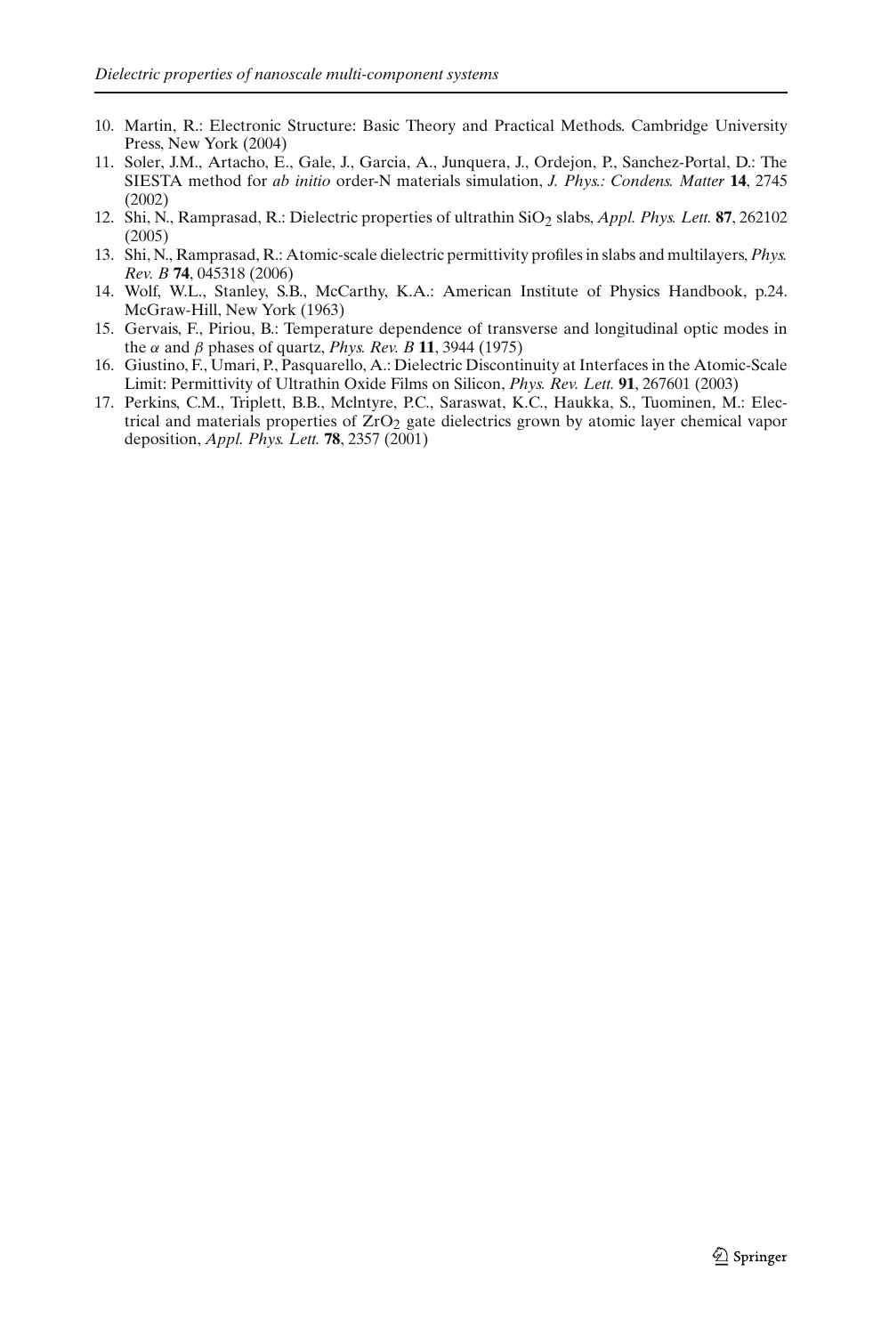10. Martin, R.: Electronic Structure: Basic Theory and Practical Methods. Cambridge University Press, New York (2004)
11. Soler, J.M., Artacho, E., Gale, J., Garcia, A., Junquera, J., Ordejon, P., Sanchez-Portal, D.: The SIESTA method for *ab initio* order-N materials simulation, *J. Phys.: Condens. Matter* **14**, 2745 (2002)
12. Shi, N., Ramprasad, R.: Dielectric properties of ultrathin $SiO_2$ slabs, *Appl. Phys. Lett.* **87**, 262102 (2005)
13. Shi, N., Ramprasad, R.: Atomic-scale dielectric permittivity profiles in slabs and multilayers, *Phys. Rev. B* **74**, 045318 (2006)
14. Wolf, W.L., Stanley, S.B., McCarthy, K.A.: American Institute of Physics Handbook, p.24. McGraw-Hill, New York (1963)
15. Gervais, F., Piriou, B.: Temperature dependence of transverse and longitudinal optic modes in the $\alpha$ and $\beta$ phases of quartz, *Phys. Rev. B* **11**, 3944 (1975)
16. Giustino, F., Umari, P., Pasquarello, A.: Dielectric Discontinuity at Interfaces in the Atomic-Scale Limit: Permittivity of Ultrathin Oxide Films on Silicon, *Phys. Rev. Lett.* **91**, 267601 (2003)
17. Perkins, C.M., Triplett, B.B., Mclntyre, P.C., Saraswat, K.C., Haukka, S., Tuominen, M.: Electrical and materials properties of $ZrO_2$ gate dielectrics grown by atomic layer chemical vapor deposition, *Appl. Phys. Lett.* **78**, 2357 (2001)